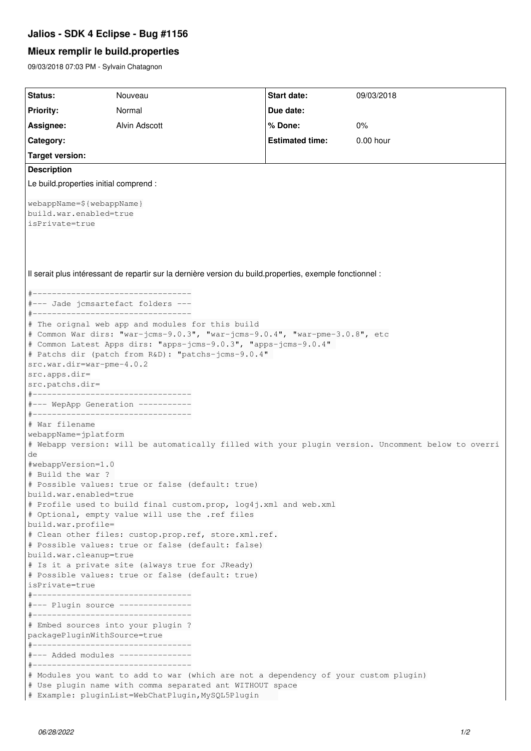# Jalios - SDK 4 Eclipse - Bug #1156

## Mieux remplir le build.properties

09/03/2018 07:03 PM - Sylvain Chatagnon

| Status: | Nouveau | Start date: | 09/03/2018 |
|---|---|---|---|
| Priority: | Normal | Due date: | |
| Assignee: | Alvin Adscott | % Done: | 0% |
| Category: | | Estimated time: | 0.00 hour |
| Target version: | | | |

**Description**

Le build.properties initial comprend :

```
webappName=${webappName}
build.war.enabled=true
isPrivate=true
```

Il serait plus intéressant de repartir sur la dernière version du build.properties, exemple fonctionnel :

```
#---------------------------------
#--- Jade jcmsartefact folders ---
#---------------------------------
# The orignal web app and modules for this build
# Common War dirs: "war-jcms-9.0.3", "war-jcms-9.0.4", "war-pme-3.0.8", etc
# Common Latest Apps dirs: "apps-jcms-9.0.3", "apps-jcms-9.0.4"
# Patchs dir (patch from R&D): "patchs-jcms-9.0.4"
src.war.dir=war-pme-4.0.2
src.apps.dir=
src.patchs.dir=
#---------------------------------
#--- WepApp Generation -----------
#---------------------------------
# War filename
webappName=jplatform
# Webapp version: will be automatically filled with your plugin version. Uncomment below to overri
de
#webappVersion=1.0
# Build the war ?
# Possible values: true or false (default: true)
build.war.enabled=true
# Profile used to build final custom.prop, log4j.xml and web.xml
# Optional, empty value will use the .ref files
build.war.profile=
# Clean other files: custop.prop.ref, store.xml.ref.
# Possible values: true or false (default: false)
build.war.cleanup=true
# Is it a private site (always true for JReady)
# Possible values: true or false (default: true)
isPrivate=true
#---------------------------------
#--- Plugin source ---------------
#---------------------------------
# Embed sources into your plugin ?
packagePluginWithSource=true
#---------------------------------
#--- Added modules ---------------
#---------------------------------
# Modules you want to add to war (which are not a dependency of your custom plugin)
# Use plugin name with comma separated ant WITHOUT space
# Example: pluginList=WebChatPlugin,MySQL5Plugin
```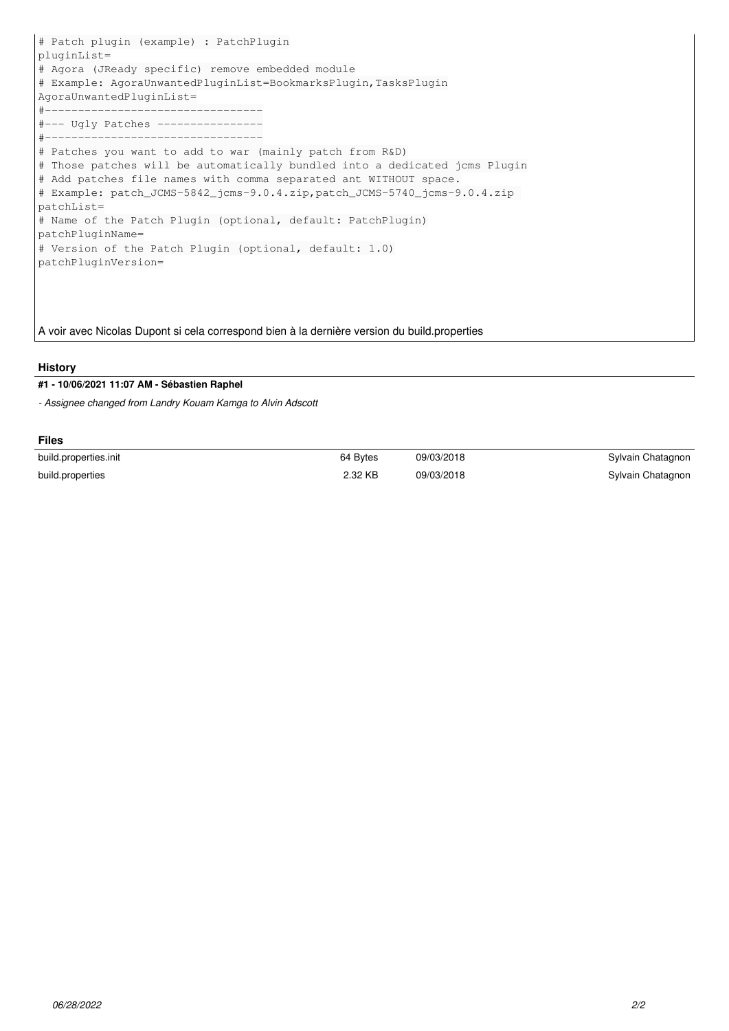```
# Patch plugin (example) : PatchPlugin
pluginList=
# Agora (JReady specific) remove embedded module
# Example: AgoraUnwantedPluginList=BookmarksPlugin,TasksPlugin
AgoraUnwantedPluginList=
#---------------------------------
#--- Ugly Patches ----------------
#---------------------------------
# Patches you want to add to war (mainly patch from R&D)
# Those patches will be automatically bundled into a dedicated jcms Plugin
# Add patches file names with comma separated ant WITHOUT space.
# Example: patch_JCMS-5842_jcms-9.0.4.zip,patch_JCMS-5740_jcms-9.0.4.zip
patchList=
# Name of the Patch Plugin (optional, default: PatchPlugin)
patchPluginName=
# Version of the Patch Plugin (optional, default: 1.0)
patchPluginVersion=
```

A voir avec Nicolas Dupont si cela correspond bien à la dernière version du build.properties

## History

**#1 - 10/06/2021 11:07 AM - Sébastien Raphel**

*- Assignee changed from Landry Kouam Kamga to Alvin Adscott*

## Files

| | | | |
|---|---|---|---|
| build.properties.init | 64 Bytes | 09/03/2018 | Sylvain Chatagnon |
| build.properties | 2.32 KB | 09/03/2018 | Sylvain Chatagnon |